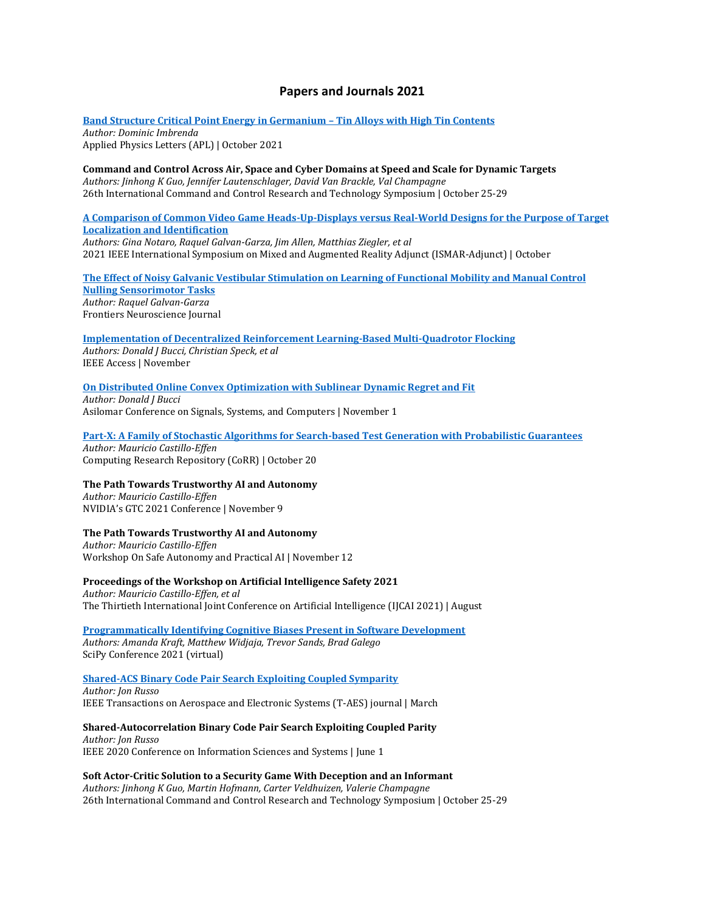# Papers and Journals 2021

**Band Structure Critical Point Energy in Germanium – Tin Alloys with High Tin Contents**
*Author: Dominic Imbrenda*
Applied Physics Letters (APL) | October 2021

**Command and Control Across Air, Space and Cyber Domains at Speed and Scale for Dynamic Targets**
*Authors: Jinhong K Guo, Jennifer Lautenschlager, David Van Brackle, Val Champagne*
26th International Command and Control Research and Technology Symposium | October 25-29

**A Comparison of Common Video Game Heads-Up-Displays versus Real-World Designs for the Purpose of Target Localization and Identification**
*Authors: Gina Notaro, Raquel Galvan-Garza, Jim Allen, Matthias Ziegler, et al*
2021 IEEE International Symposium on Mixed and Augmented Reality Adjunct (ISMAR-Adjunct) | October

**The Effect of Noisy Galvanic Vestibular Stimulation on Learning of Functional Mobility and Manual Control Nulling Sensorimotor Tasks**
*Author: Raquel Galvan-Garza*
Frontiers Neuroscience Journal

**Implementation of Decentralized Reinforcement Learning-Based Multi-Quadrotor Flocking**
*Authors: Donald J Bucci, Christian Speck, et al*
IEEE Access | November

**On Distributed Online Convex Optimization with Sublinear Dynamic Regret and Fit**
*Author: Donald J Bucci*
Asilomar Conference on Signals, Systems, and Computers | November 1

**Part-X: A Family of Stochastic Algorithms for Search-based Test Generation with Probabilistic Guarantees**
*Author: Mauricio Castillo-Effen*
Computing Research Repository (CoRR) | October 20

**The Path Towards Trustworthy AI and Autonomy**
*Author: Mauricio Castillo-Effen*
NVIDIA's GTC 2021 Conference | November 9

**The Path Towards Trustworthy AI and Autonomy**
*Author: Mauricio Castillo-Effen*
Workshop On Safe Autonomy and Practical AI | November 12

**Proceedings of the Workshop on Artificial Intelligence Safety 2021**
*Author: Mauricio Castillo-Effen, et al*
The Thirtieth International Joint Conference on Artificial Intelligence (IJCAI 2021) | August

**Programmatically Identifying Cognitive Biases Present in Software Development**
*Authors: Amanda Kraft, Matthew Widjaja, Trevor Sands, Brad Galego*
SciPy Conference 2021 (virtual)

**Shared-ACS Binary Code Pair Search Exploiting Coupled Symparity**
*Author: Jon Russo*
IEEE Transactions on Aerospace and Electronic Systems (T-AES) journal | March

**Shared-Autocorrelation Binary Code Pair Search Exploiting Coupled Parity**
*Author: Jon Russo*
IEEE 2020 Conference on Information Sciences and Systems | June 1

**Soft Actor-Critic Solution to a Security Game With Deception and an Informant**
*Authors: Jinhong K Guo, Martin Hofmann, Carter Veldhuizen, Valerie Champagne*
26th International Command and Control Research and Technology Symposium | October 25-29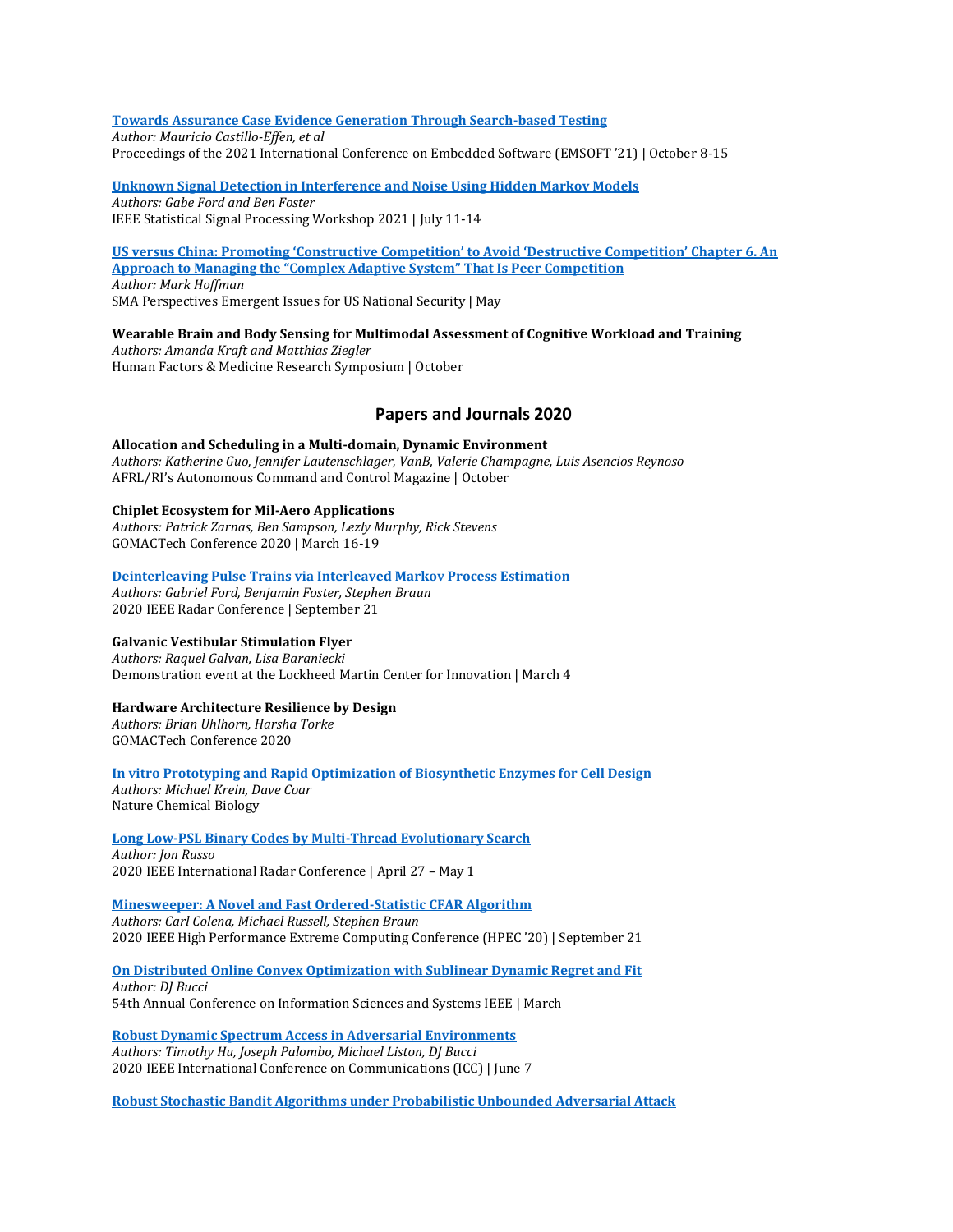**Towards Assurance Case Evidence Generation Through Search-based Testing**
*Author: Mauricio Castillo-Effen, et al*
Proceedings of the 2021 International Conference on Embedded Software (EMSOFT '21) | October 8-15

**Unknown Signal Detection in Interference and Noise Using Hidden Markov Models**
*Authors: Gabe Ford and Ben Foster*
IEEE Statistical Signal Processing Workshop 2021 | July 11-14

**US versus China: Promoting 'Constructive Competition' to Avoid 'Destructive Competition' Chapter 6. An Approach to Managing the "Complex Adaptive System" That Is Peer Competition**
*Author: Mark Hoffman*
SMA Perspectives Emergent Issues for US National Security | May

**Wearable Brain and Body Sensing for Multimodal Assessment of Cognitive Workload and Training**
*Authors: Amanda Kraft and Matthias Ziegler*
Human Factors & Medicine Research Symposium | October

## Papers and Journals 2020

**Allocation and Scheduling in a Multi-domain, Dynamic Environment**
*Authors: Katherine Guo, Jennifer Lautenschlager, VanB, Valerie Champagne, Luis Asencios Reynoso*
AFRL/RI's Autonomous Command and Control Magazine | October

**Chiplet Ecosystem for Mil-Aero Applications**
*Authors: Patrick Zarnas, Ben Sampson, Lezly Murphy, Rick Stevens*
GOMACTech Conference 2020 | March 16-19

**Deinterleaving Pulse Trains via Interleaved Markov Process Estimation**
*Authors: Gabriel Ford, Benjamin Foster, Stephen Braun*
2020 IEEE Radar Conference | September 21

**Galvanic Vestibular Stimulation Flyer**
*Authors: Raquel Galvan, Lisa Baraniecki*
Demonstration event at the Lockheed Martin Center for Innovation | March 4

**Hardware Architecture Resilience by Design**
*Authors: Brian Uhlhorn, Harsha Torke*
GOMACTech Conference 2020

**In vitro Prototyping and Rapid Optimization of Biosynthetic Enzymes for Cell Design**
*Authors: Michael Krein, Dave Coar*
Nature Chemical Biology

**Long Low-PSL Binary Codes by Multi-Thread Evolutionary Search**
*Author: Jon Russo*
2020 IEEE International Radar Conference | April 27 – May 1

**Minesweeper: A Novel and Fast Ordered-Statistic CFAR Algorithm**
*Authors: Carl Colena, Michael Russell, Stephen Braun*
2020 IEEE High Performance Extreme Computing Conference (HPEC '20) | September 21

**On Distributed Online Convex Optimization with Sublinear Dynamic Regret and Fit**
*Author: DJ Bucci*
54th Annual Conference on Information Sciences and Systems IEEE | March

**Robust Dynamic Spectrum Access in Adversarial Environments**
*Authors: Timothy Hu, Joseph Palombo, Michael Liston, DJ Bucci*
2020 IEEE International Conference on Communications (ICC) | June 7

**Robust Stochastic Bandit Algorithms under Probabilistic Unbounded Adversarial Attack**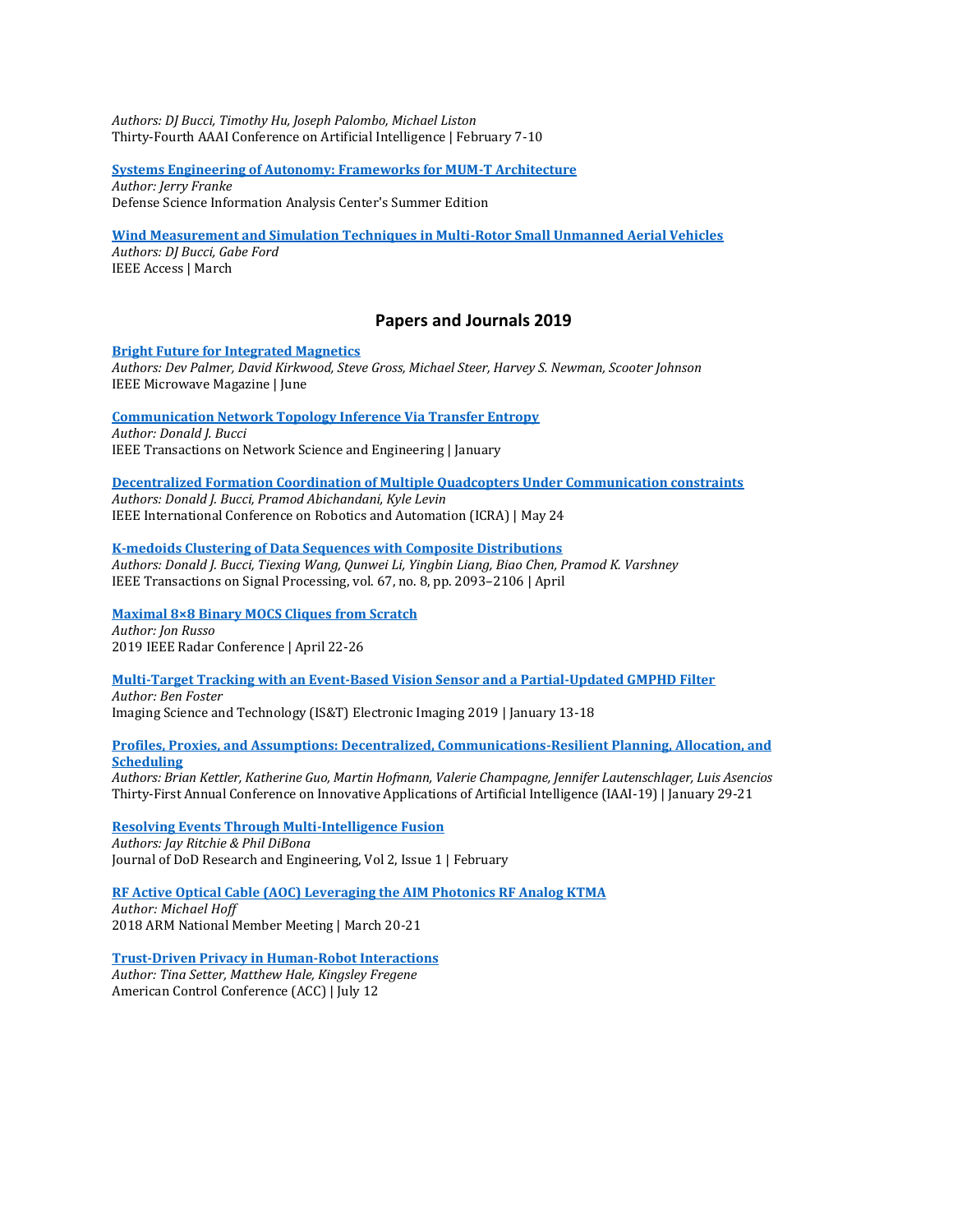*Authors: DJ Bucci, Timothy Hu, Joseph Palombo, Michael Liston*
Thirty-Fourth AAAI Conference on Artificial Intelligence | February 7-10

**Systems Engineering of Autonomy: Frameworks for MUM-T Architecture**
*Author: Jerry Franke*
Defense Science Information Analysis Center's Summer Edition

**Wind Measurement and Simulation Techniques in Multi-Rotor Small Unmanned Aerial Vehicles**
*Authors: DJ Bucci, Gabe Ford*
IEEE Access | March

## Papers and Journals 2019

**Bright Future for Integrated Magnetics**
*Authors: Dev Palmer, David Kirkwood, Steve Gross, Michael Steer, Harvey S. Newman, Scooter Johnson*
IEEE Microwave Magazine | June

**Communication Network Topology Inference Via Transfer Entropy**
*Author: Donald J. Bucci*
IEEE Transactions on Network Science and Engineering | January

**Decentralized Formation Coordination of Multiple Quadcopters Under Communication constraints**
*Authors: Donald J. Bucci, Pramod Abichandani, Kyle Levin*
IEEE International Conference on Robotics and Automation (ICRA) | May 24

**K-medoids Clustering of Data Sequences with Composite Distributions**
*Authors: Donald J. Bucci, Tiexing Wang, Qunwei Li, Yingbin Liang, Biao Chen, Pramod K. Varshney*
IEEE Transactions on Signal Processing, vol. 67, no. 8, pp. 2093–2106 | April

**Maximal 8×8 Binary MOCS Cliques from Scratch**
*Author: Jon Russo*
2019 IEEE Radar Conference | April 22-26

**Multi-Target Tracking with an Event-Based Vision Sensor and a Partial-Updated GMPHD Filter**
*Author: Ben Foster*
Imaging Science and Technology (IS&T) Electronic Imaging 2019 | January 13-18

**Profiles, Proxies, and Assumptions: Decentralized, Communications-Resilient Planning, Allocation, and Scheduling**
*Authors: Brian Kettler, Katherine Guo, Martin Hofmann, Valerie Champagne, Jennifer Lautenschlager, Luis Asencios*
Thirty-First Annual Conference on Innovative Applications of Artificial Intelligence (IAAI-19) | January 29-21

**Resolving Events Through Multi-Intelligence Fusion**
*Authors: Jay Ritchie & Phil DiBona*
Journal of DoD Research and Engineering, Vol 2, Issue 1 | February

**RF Active Optical Cable (AOC) Leveraging the AIM Photonics RF Analog KTMA**
*Author: Michael Hoff*
2018 ARM National Member Meeting | March 20-21

**Trust-Driven Privacy in Human-Robot Interactions**
*Author: Tina Setter, Matthew Hale, Kingsley Fregene*
American Control Conference (ACC) | July 12